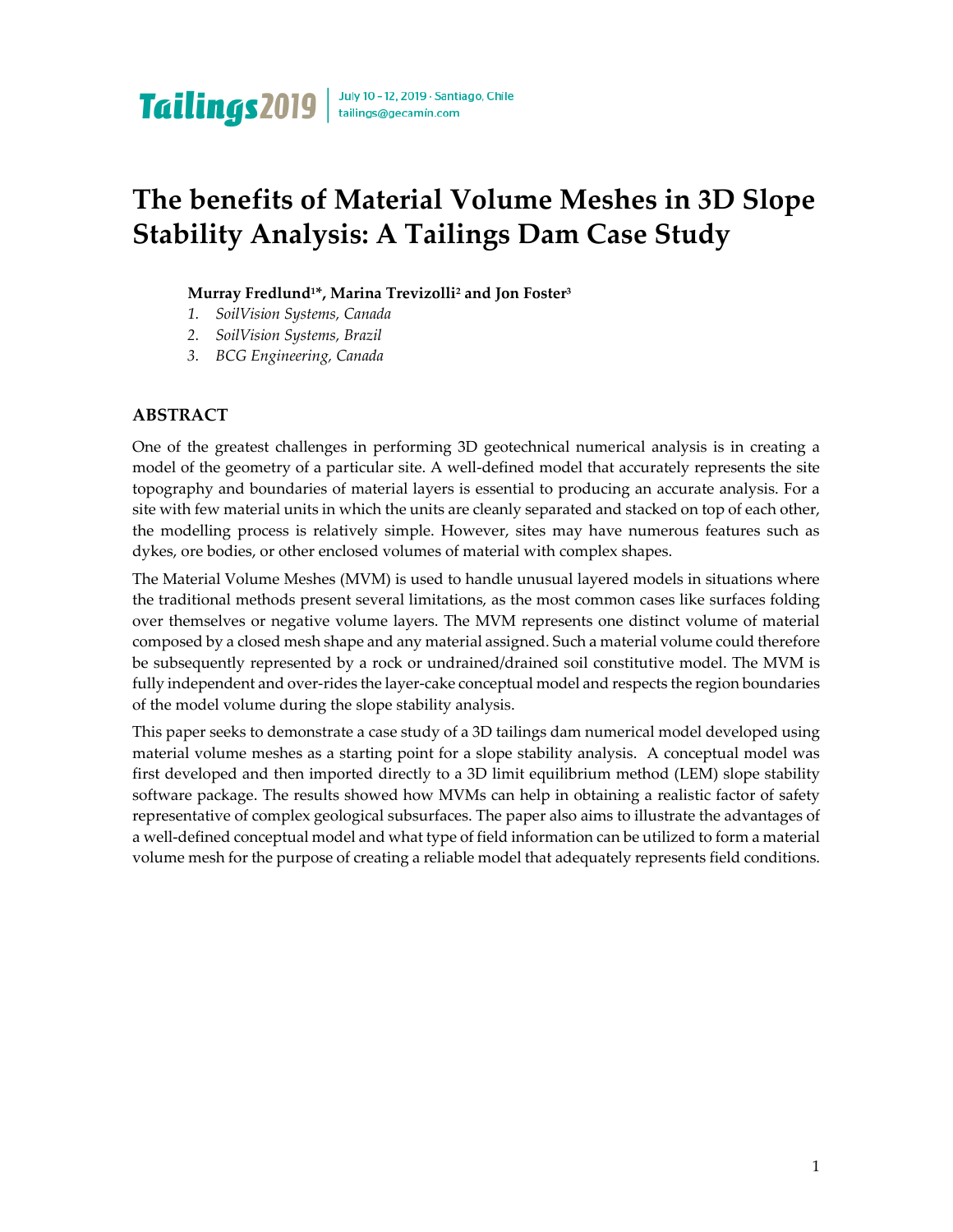# The benefits of Material Volume Meshes in 3D Slope Stability Analysis: A Tailings Dam Case Study

**Murray Fredlund[1]*, Marina Trevizolli[2] and Jon Foster[3]**

1. *SoilVision Systems, Canada*
2. *SoilVision Systems, Brazil*
3. *BCG Engineering, Canada*

## ABSTRACT

One of the greatest challenges in performing 3D geotechnical numerical analysis is in creating a model of the geometry of a particular site. A well-defined model that accurately represents the site topography and boundaries of material layers is essential to producing an accurate analysis. For a site with few material units in which the units are cleanly separated and stacked on top of each other, the modelling process is relatively simple. However, sites may have numerous features such as dykes, ore bodies, or other enclosed volumes of material with complex shapes.

The Material Volume Meshes (MVM) is used to handle unusual layered models in situations where the traditional methods present several limitations, as the most common cases like surfaces folding over themselves or negative volume layers. The MVM represents one distinct volume of material composed by a closed mesh shape and any material assigned. Such a material volume could therefore be subsequently represented by a rock or undrained/drained soil constitutive model. The MVM is fully independent and over-rides the layer-cake conceptual model and respects the region boundaries of the model volume during the slope stability analysis.

This paper seeks to demonstrate a case study of a 3D tailings dam numerical model developed using material volume meshes as a starting point for a slope stability analysis. A conceptual model was first developed and then imported directly to a 3D limit equilibrium method (LEM) slope stability software package. The results showed how MVMs can help in obtaining a realistic factor of safety representative of complex geological subsurfaces. The paper also aims to illustrate the advantages of a well-defined conceptual model and what type of field information can be utilized to form a material volume mesh for the purpose of creating a reliable model that adequately represents field conditions.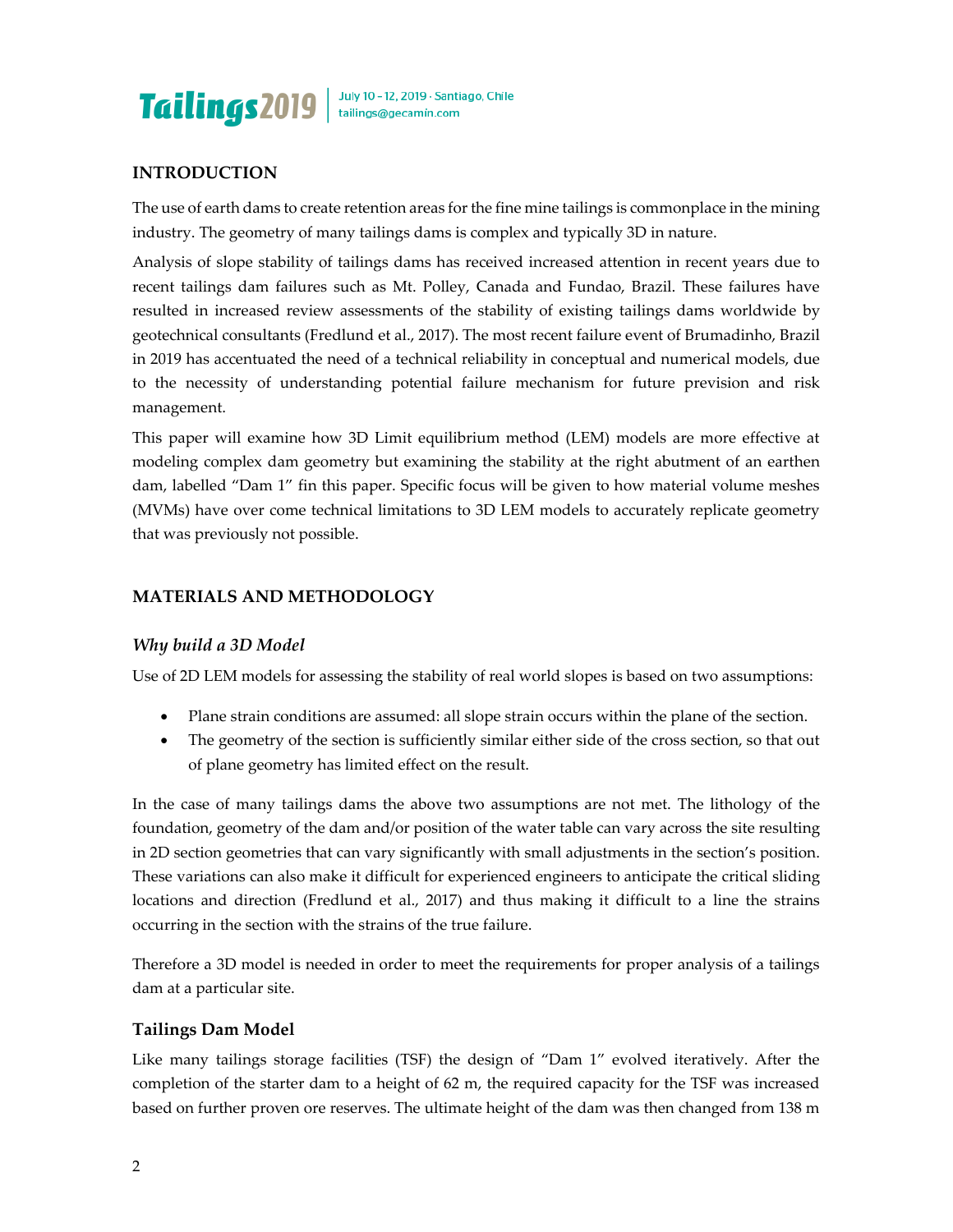## INTRODUCTION

The use of earth dams to create retention areas for the fine mine tailings is commonplace in the mining industry. The geometry of many tailings dams is complex and typically 3D in nature.

Analysis of slope stability of tailings dams has received increased attention in recent years due to recent tailings dam failures such as Mt. Polley, Canada and Fundao, Brazil. These failures have resulted in increased review assessments of the stability of existing tailings dams worldwide by geotechnical consultants (Fredlund et al., 2017). The most recent failure event of Brumadinho, Brazil in 2019 has accentuated the need of a technical reliability in conceptual and numerical models, due to the necessity of understanding potential failure mechanism for future prevision and risk management.

This paper will examine how 3D Limit equilibrium method (LEM) models are more effective at modeling complex dam geometry but examining the stability at the right abutment of an earthen dam, labelled "Dam 1" fin this paper. Specific focus will be given to how material volume meshes (MVMs) have over come technical limitations to 3D LEM models to accurately replicate geometry that was previously not possible.

## MATERIALS AND METHODOLOGY

### *Why build a 3D Model*

Use of 2D LEM models for assessing the stability of real world slopes is based on two assumptions:

- Plane strain conditions are assumed: all slope strain occurs within the plane of the section.
- The geometry of the section is sufficiently similar either side of the cross section, so that out of plane geometry has limited effect on the result.

In the case of many tailings dams the above two assumptions are not met. The lithology of the foundation, geometry of the dam and/or position of the water table can vary across the site resulting in 2D section geometries that can vary significantly with small adjustments in the section's position. These variations can also make it difficult for experienced engineers to anticipate the critical sliding locations and direction (Fredlund et al., 2017) and thus making it difficult to a line the strains occurring in the section with the strains of the true failure.

Therefore a 3D model is needed in order to meet the requirements for proper analysis of a tailings dam at a particular site.

### Tailings Dam Model

Like many tailings storage facilities (TSF) the design of "Dam 1" evolved iteratively. After the completion of the starter dam to a height of 62 m, the required capacity for the TSF was increased based on further proven ore reserves. The ultimate height of the dam was then changed from 138 m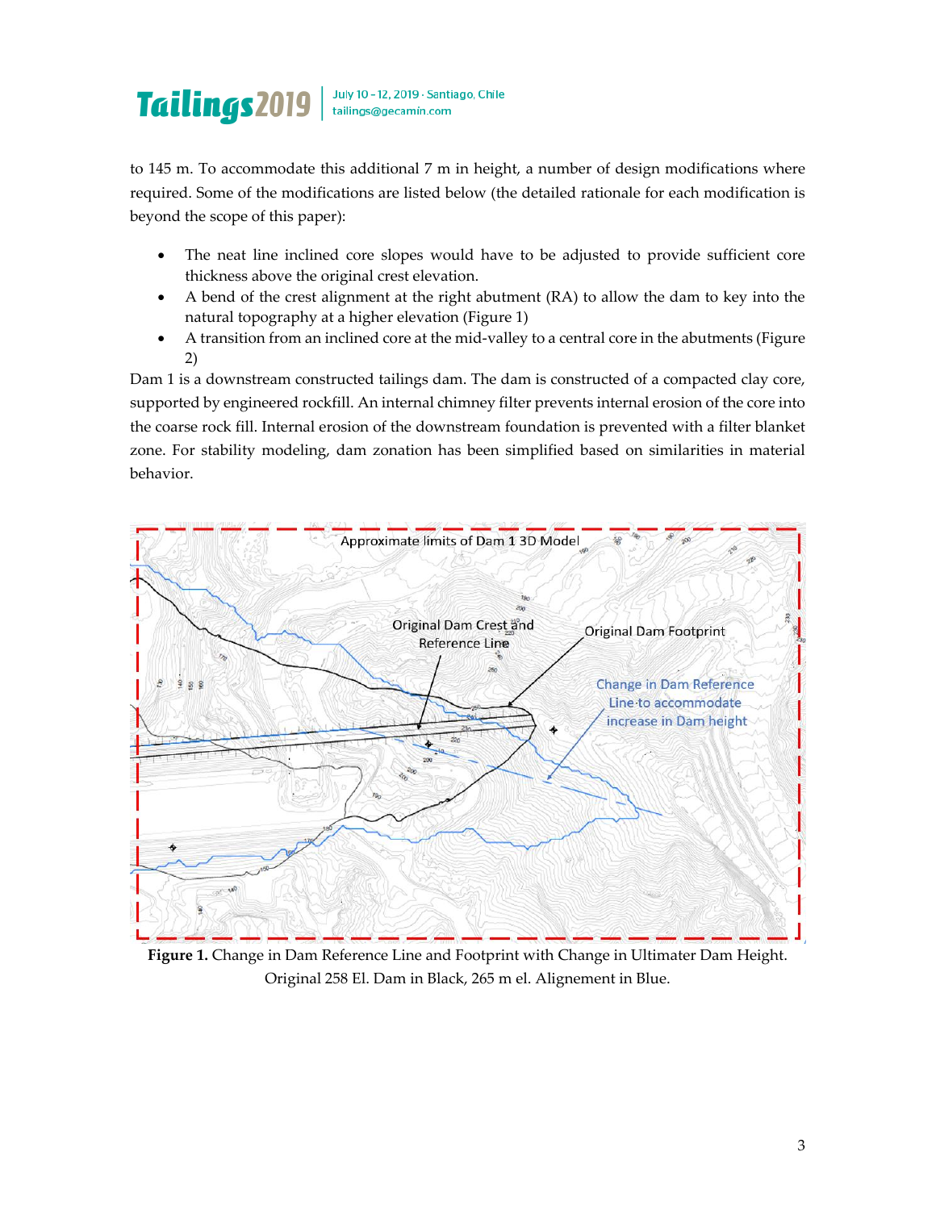to 145 m. To accommodate this additional 7 m in height, a number of design modifications where required. Some of the modifications are listed below (the detailed rationale for each modification is beyond the scope of this paper):

- The neat line inclined core slopes would have to be adjusted to provide sufficient core thickness above the original crest elevation.
- A bend of the crest alignment at the right abutment (RA) to allow the dam to key into the natural topography at a higher elevation (Figure 1)
- A transition from an inclined core at the mid-valley to a central core in the abutments (Figure 2)

Dam 1 is a downstream constructed tailings dam. The dam is constructed of a compacted clay core, supported by engineered rockfill. An internal chimney filter prevents internal erosion of the core into the coarse rock fill. Internal erosion of the downstream foundation is prevented with a filter blanket zone. For stability modeling, dam zonation has been simplified based on similarities in material behavior.

**Figure 1.** Change in Dam Reference Line and Footprint with Change in Ultimater Dam Height. Original 258 El. Dam in Black, 265 m el. Alignement in Blue.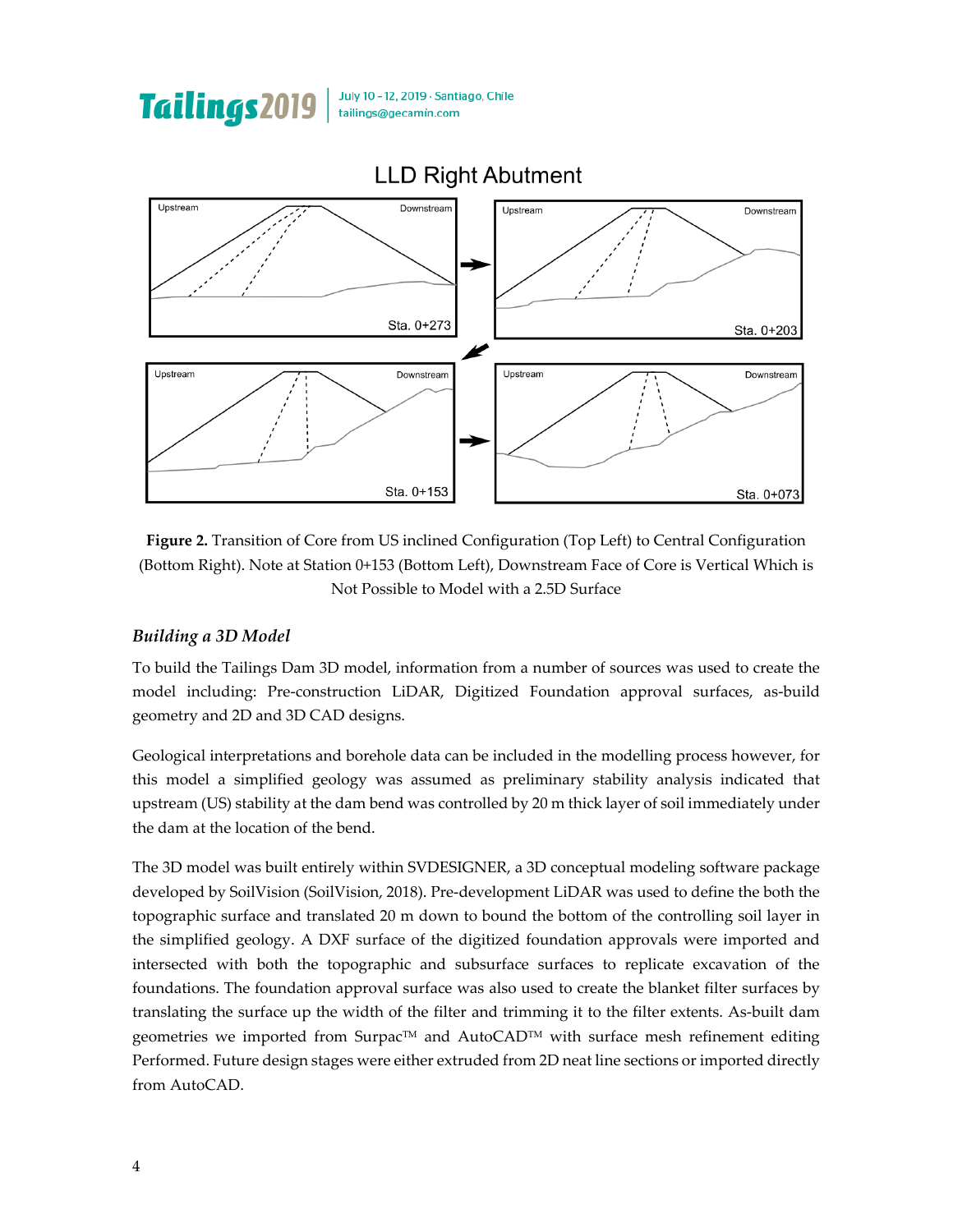**Figure 2.** Transition of Core from US inclined Configuration (Top Left) to Central Configuration (Bottom Right). Note at Station 0+153 (Bottom Left), Downstream Face of Core is Vertical Which is Not Possible to Model with a 2.5D Surface

### *Building a 3D Model*

To build the Tailings Dam 3D model, information from a number of sources was used to create the model including: Pre-construction LiDAR, Digitized Foundation approval surfaces, as-build geometry and 2D and 3D CAD designs.

Geological interpretations and borehole data can be included in the modelling process however, for this model a simplified geology was assumed as preliminary stability analysis indicated that upstream (US) stability at the dam bend was controlled by 20 m thick layer of soil immediately under the dam at the location of the bend.

The 3D model was built entirely within SVDESIGNER, a 3D conceptual modeling software package developed by SoilVision (SoilVision, 2018). Pre-development LiDAR was used to define the both the topographic surface and translated 20 m down to bound the bottom of the controlling soil layer in the simplified geology. A DXF surface of the digitized foundation approvals were imported and intersected with both the topographic and subsurface surfaces to replicate excavation of the foundations. The foundation approval surface was also used to create the blanket filter surfaces by translating the surface up the width of the filter and trimming it to the filter extents. As-built dam geometries we imported from Surpac™ and AutoCAD™ with surface mesh refinement editing Performed. Future design stages were either extruded from 2D neat line sections or imported directly from AutoCAD.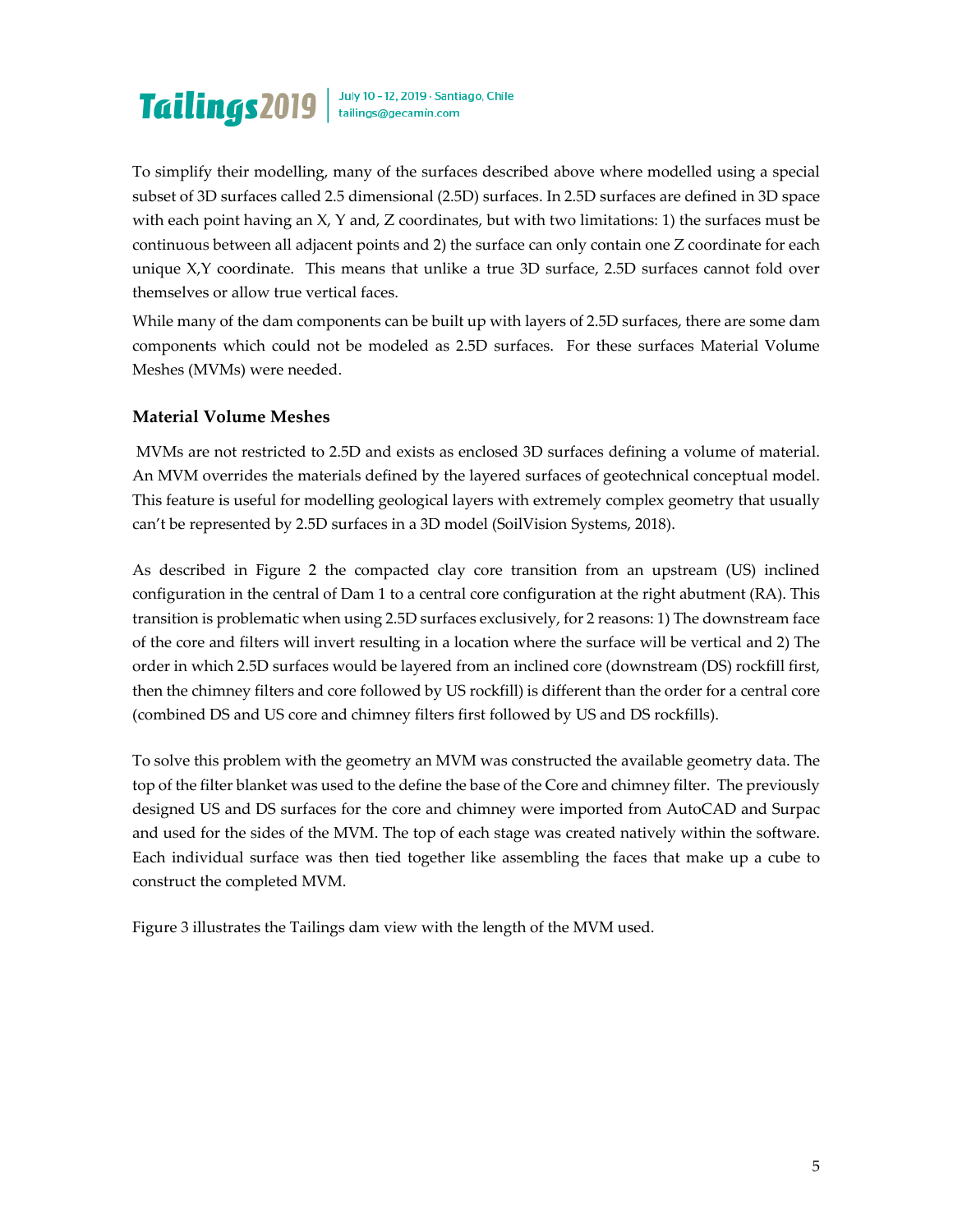To simplify their modelling, many of the surfaces described above where modelled using a special subset of 3D surfaces called 2.5 dimensional (2.5D) surfaces. In 2.5D surfaces are defined in 3D space with each point having an X, Y and, Z coordinates, but with two limitations: 1) the surfaces must be continuous between all adjacent points and 2) the surface can only contain one Z coordinate for each unique X,Y coordinate. This means that unlike a true 3D surface, 2.5D surfaces cannot fold over themselves or allow true vertical faces.

While many of the dam components can be built up with layers of 2.5D surfaces, there are some dam components which could not be modeled as 2.5D surfaces. For these surfaces Material Volume Meshes (MVMs) were needed.

### Material Volume Meshes

MVMs are not restricted to 2.5D and exists as enclosed 3D surfaces defining a volume of material. An MVM overrides the materials defined by the layered surfaces of geotechnical conceptual model. This feature is useful for modelling geological layers with extremely complex geometry that usually can't be represented by 2.5D surfaces in a 3D model (SoilVision Systems, 2018).

As described in Figure 2 the compacted clay core transition from an upstream (US) inclined configuration in the central of Dam 1 to a central core configuration at the right abutment (RA). This transition is problematic when using 2.5D surfaces exclusively, for 2 reasons: 1) The downstream face of the core and filters will invert resulting in a location where the surface will be vertical and 2) The order in which 2.5D surfaces would be layered from an inclined core (downstream (DS) rockfill first, then the chimney filters and core followed by US rockfill) is different than the order for a central core (combined DS and US core and chimney filters first followed by US and DS rockfills).

To solve this problem with the geometry an MVM was constructed the available geometry data. The top of the filter blanket was used to the define the base of the Core and chimney filter. The previously designed US and DS surfaces for the core and chimney were imported from AutoCAD and Surpac and used for the sides of the MVM. The top of each stage was created natively within the software. Each individual surface was then tied together like assembling the faces that make up a cube to construct the completed MVM.

Figure 3 illustrates the Tailings dam view with the length of the MVM used.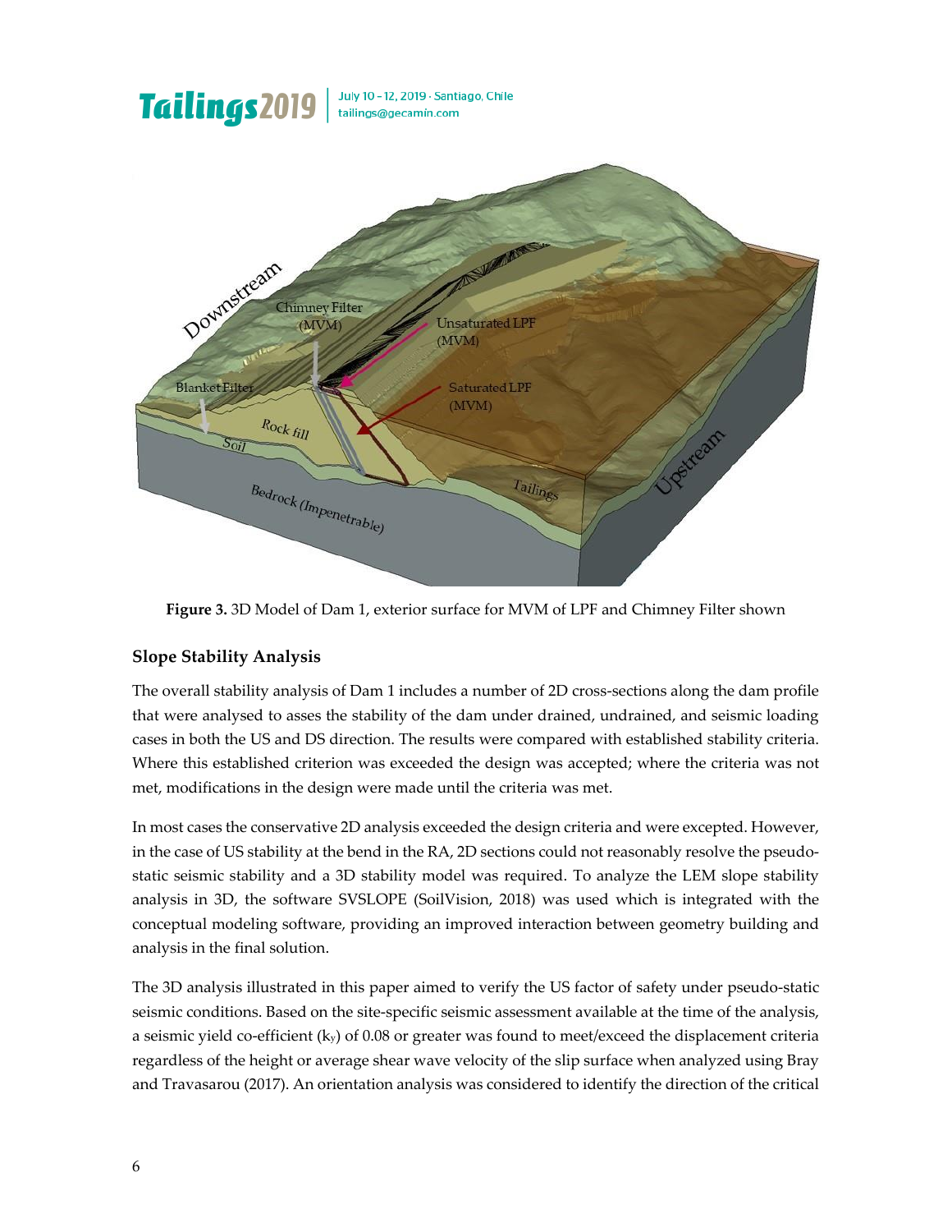**Figure 3.** 3D Model of Dam 1, exterior surface for MVM of LPF and Chimney Filter shown

## Slope Stability Analysis

The overall stability analysis of Dam 1 includes a number of 2D cross-sections along the dam profile that were analysed to asses the stability of the dam under drained, undrained, and seismic loading cases in both the US and DS direction. The results were compared with established stability criteria. Where this established criterion was exceeded the design was accepted; where the criteria was not met, modifications in the design were made until the criteria was met.

In most cases the conservative 2D analysis exceeded the design criteria and were excepted. However, in the case of US stability at the bend in the RA, 2D sections could not reasonably resolve the pseudo-static seismic stability and a 3D stability model was required. To analyze the LEM slope stability analysis in 3D, the software SVSLOPE (SoilVision, 2018) was used which is integrated with the conceptual modeling software, providing an improved interaction between geometry building and analysis in the final solution.

The 3D analysis illustrated in this paper aimed to verify the US factor of safety under pseudo-static seismic conditions. Based on the site-specific seismic assessment available at the time of the analysis, a seismic yield co-efficient ($k_y$) of 0.08 or greater was found to meet/exceed the displacement criteria regardless of the height or average shear wave velocity of the slip surface when analyzed using Bray and Travasarou (2017). An orientation analysis was considered to identify the direction of the critical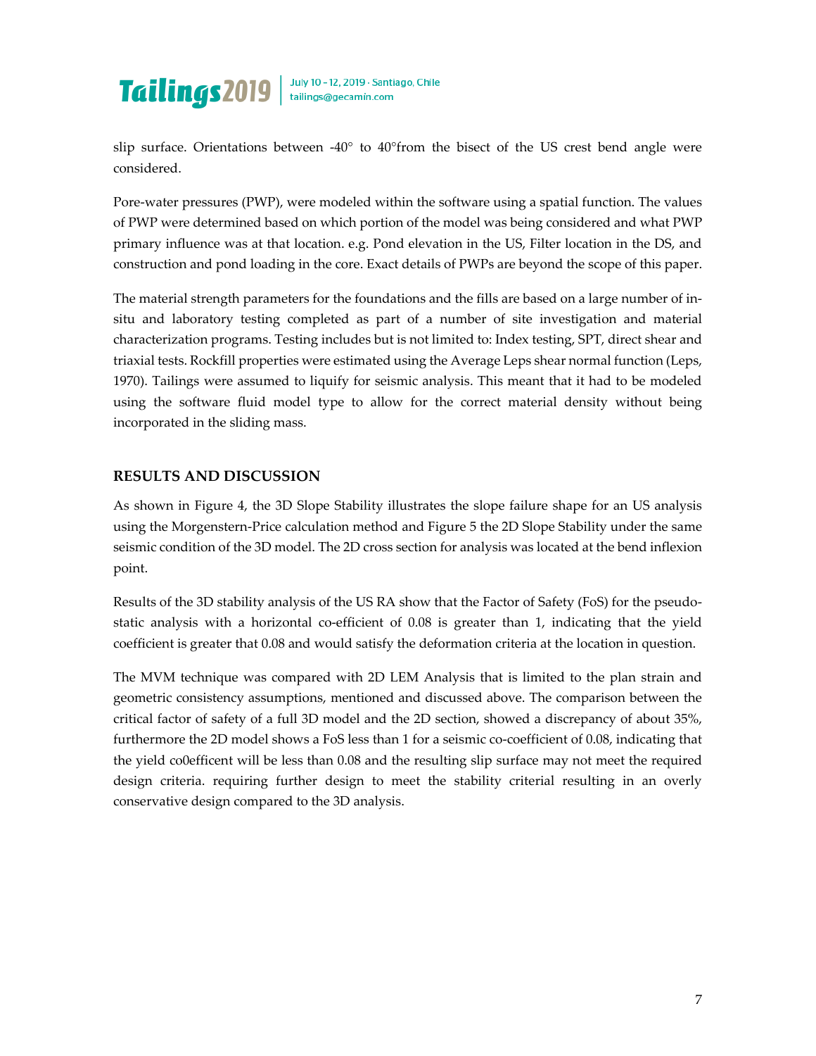slip surface. Orientations between -40° to 40°from the bisect of the US crest bend angle were considered.

Pore-water pressures (PWP), were modeled within the software using a spatial function. The values of PWP were determined based on which portion of the model was being considered and what PWP primary influence was at that location. e.g. Pond elevation in the US, Filter location in the DS, and construction and pond loading in the core. Exact details of PWPs are beyond the scope of this paper.

The material strength parameters for the foundations and the fills are based on a large number of in-situ and laboratory testing completed as part of a number of site investigation and material characterization programs. Testing includes but is not limited to: Index testing, SPT, direct shear and triaxial tests. Rockfill properties were estimated using the Average Leps shear normal function (Leps, 1970). Tailings were assumed to liquify for seismic analysis. This meant that it had to be modeled using the software fluid model type to allow for the correct material density without being incorporated in the sliding mass.

## RESULTS AND DISCUSSION

As shown in Figure 4, the 3D Slope Stability illustrates the slope failure shape for an US analysis using the Morgenstern-Price calculation method and Figure 5 the 2D Slope Stability under the same seismic condition of the 3D model. The 2D cross section for analysis was located at the bend inflexion point.

Results of the 3D stability analysis of the US RA show that the Factor of Safety (FoS) for the pseudo-static analysis with a horizontal co-efficient of 0.08 is greater than 1, indicating that the yield coefficient is greater that 0.08 and would satisfy the deformation criteria at the location in question.

The MVM technique was compared with 2D LEM Analysis that is limited to the plan strain and geometric consistency assumptions, mentioned and discussed above. The comparison between the critical factor of safety of a full 3D model and the 2D section, showed a discrepancy of about 35%, furthermore the 2D model shows a FoS less than 1 for a seismic co-coefficient of 0.08, indicating that the yield co0efficent will be less than 0.08 and the resulting slip surface may not meet the required design criteria. requiring further design to meet the stability criterial resulting in an overly conservative design compared to the 3D analysis.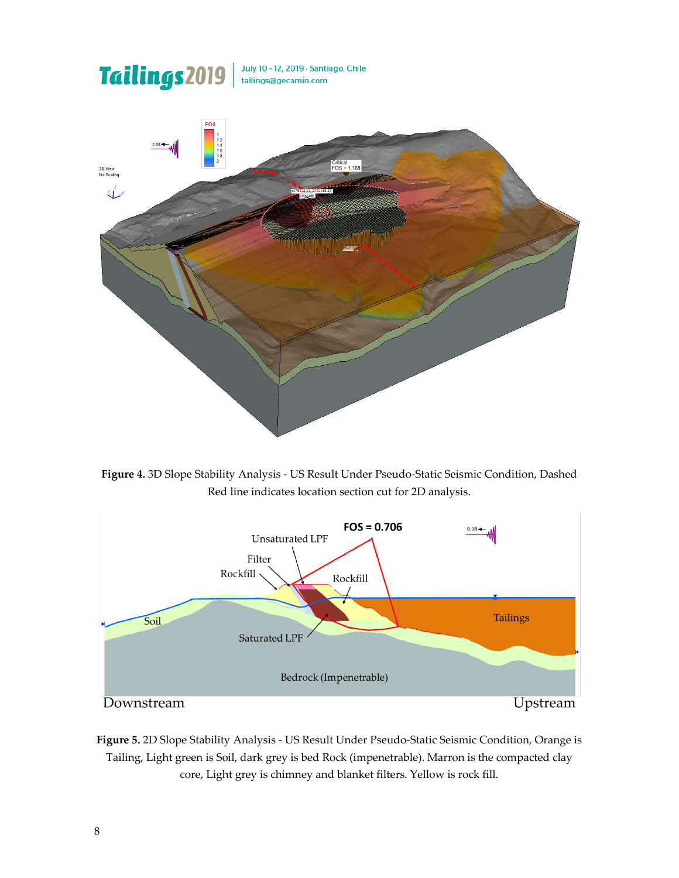**Figure 4.** 3D Slope Stability Analysis - US Result Under Pseudo-Static Seismic Condition, Dashed Red line indicates location section cut for 2D analysis.

**Figure 5.** 2D Slope Stability Analysis - US Result Under Pseudo-Static Seismic Condition, Orange is Tailing, Light green is Soil, dark grey is bed Rock (impenetrable). Marron is the compacted clay core, Light grey is chimney and blanket filters. Yellow is rock fill.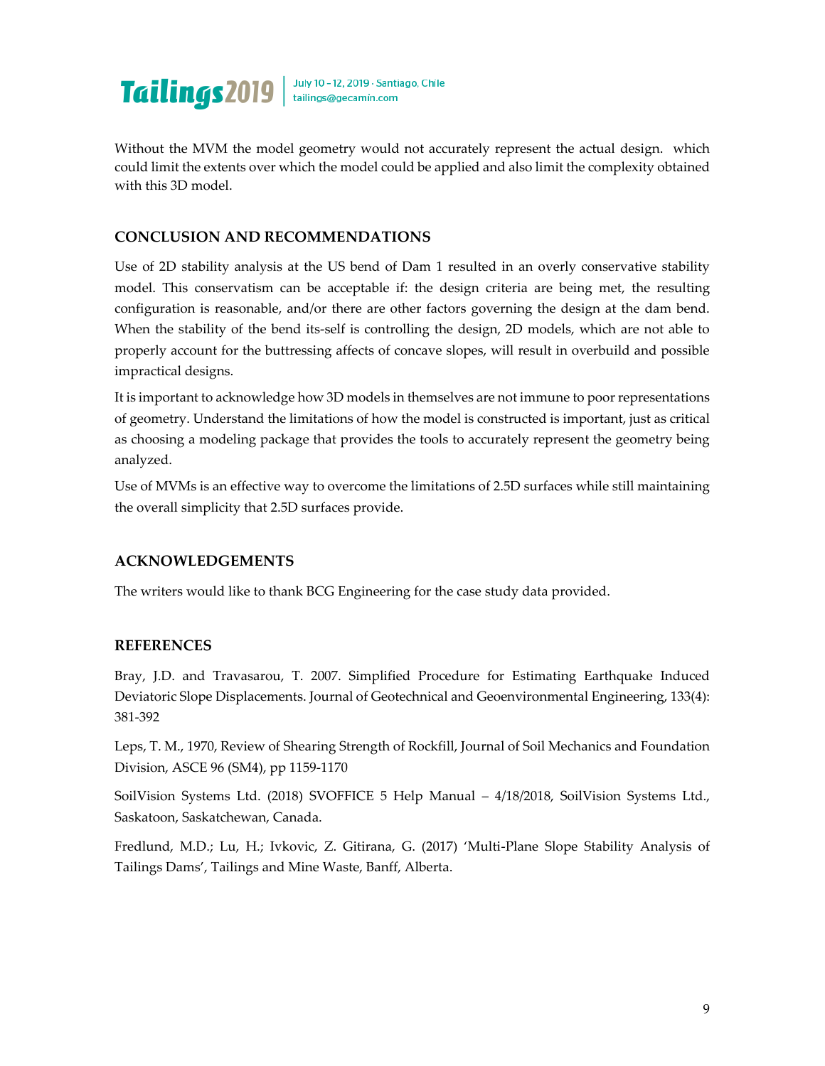Without the MVM the model geometry would not accurately represent the actual design.  which could limit the extents over which the model could be applied and also limit the complexity obtained with this 3D model.

## CONCLUSION AND RECOMMENDATIONS

Use of 2D stability analysis at the US bend of Dam 1 resulted in an overly conservative stability model. This conservatism can be acceptable if: the design criteria are being met, the resulting configuration is reasonable, and/or there are other factors governing the design at the dam bend. When the stability of the bend its-self is controlling the design, 2D models, which are not able to properly account for the buttressing affects of concave slopes, will result in overbuild and possible impractical designs.

It is important to acknowledge how 3D models in themselves are not immune to poor representations of geometry. Understand the limitations of how the model is constructed is important, just as critical as choosing a modeling package that provides the tools to accurately represent the geometry being analyzed.

Use of MVMs is an effective way to overcome the limitations of 2.5D surfaces while still maintaining the overall simplicity that 2.5D surfaces provide.

## ACKNOWLEDGEMENTS

The writers would like to thank BCG Engineering for the case study data provided.

## REFERENCES

Bray, J.D. and Travasarou, T. 2007. Simplified Procedure for Estimating Earthquake Induced Deviatoric Slope Displacements. Journal of Geotechnical and Geoenvironmental Engineering, 133(4): 381-392

Leps, T. M., 1970, Review of Shearing Strength of Rockfill, Journal of Soil Mechanics and Foundation Division, ASCE 96 (SM4), pp 1159-1170

SoilVision Systems Ltd. (2018) SVOFFICE 5 Help Manual – 4/18/2018, SoilVision Systems Ltd., Saskatoon, Saskatchewan, Canada.

Fredlund, M.D.; Lu, H.; Ivkovic, Z. Gitirana, G. (2017) 'Multi-Plane Slope Stability Analysis of Tailings Dams', Tailings and Mine Waste, Banff, Alberta.